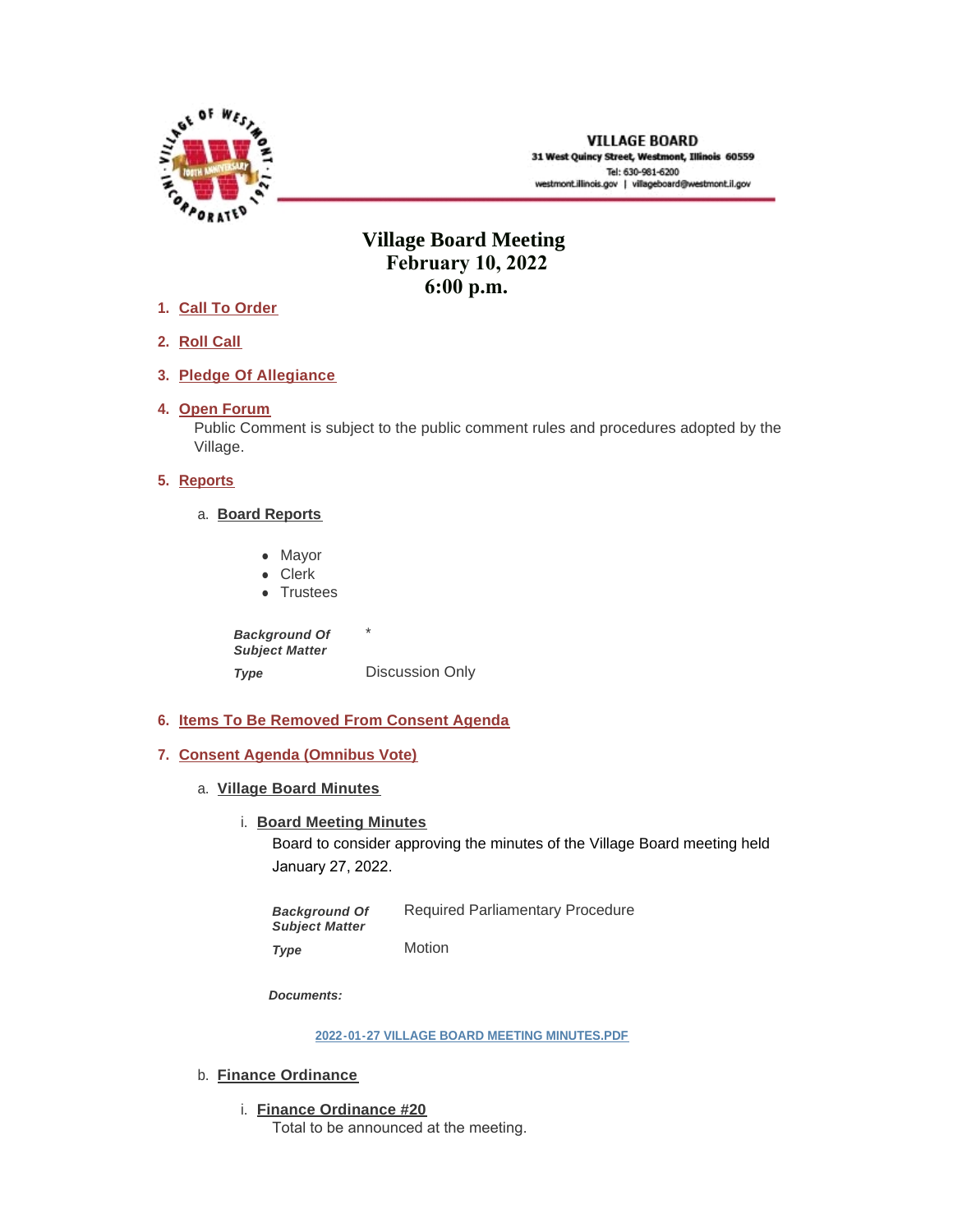**VILLAGE BOARD**
31 West Quincy Street, Westmont, Illinois 60559
Tel: 630-981-6200
westmont.illinois.gov | villageboard@westmont.il.gov

# Village Board Meeting
## February 10, 2022
## 6:00 p.m.

1. **Call To Order**

2. **Roll Call**

3. **Pledge Of Allegiance**

4. **Open Forum**

   Public Comment is subject to the public comment rules and procedures adopted by the Village.

5. **Reports**

   a. **Board Reports**

      - Mayor
      - Clerk
      - Trustees

      | | |
      |---|---|
      | ***Background Of Subject Matter*** | * |
      | ***Type*** | Discussion Only |

6. **Items To Be Removed From Consent Agenda**

7. **Consent Agenda (Omnibus Vote)**

   a. **Village Board Minutes**

      i. **Board Meeting Minutes**

         Board to consider approving the minutes of the Village Board meeting held January 27, 2022.

         | | |
         |---|---|
         | ***Background Of Subject Matter*** | Required Parliamentary Procedure |
         | ***Type*** | Motion |

         ***Documents:***

         2022-01-27 VILLAGE BOARD MEETING MINUTES.PDF

   b. **Finance Ordinance**

      i. **Finance Ordinance #20**

         Total to be announced at the meeting.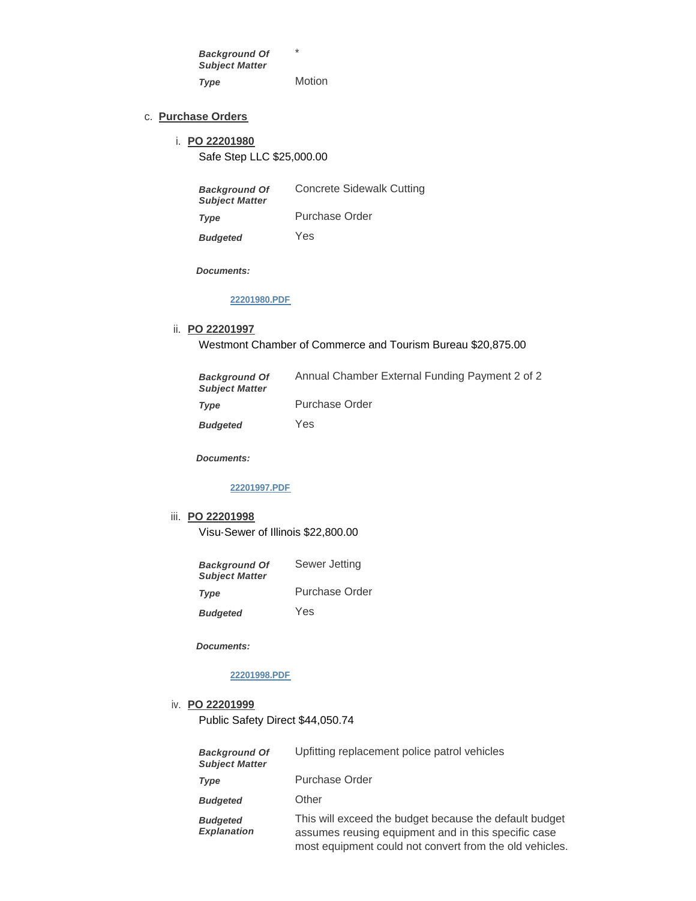| | |
|---|---|
| ***Background Of Subject Matter*** | * |
| ***Type*** | Motion |

c. **Purchase Orders**

i. **PO 22201980**

Safe Step LLC $25,000.00

| | |
|---|---|
| ***Background Of Subject Matter*** | Concrete Sidewalk Cutting |
| ***Type*** | Purchase Order |
| ***Budgeted*** | Yes |

***Documents:***

22201980.PDF

ii. **PO 22201997**

Westmont Chamber of Commerce and Tourism Bureau $20,875.00

| | |
|---|---|
| ***Background Of Subject Matter*** | Annual Chamber External Funding Payment 2 of 2 |
| ***Type*** | Purchase Order |
| ***Budgeted*** | Yes |

***Documents:***

22201997.PDF

iii. **PO 22201998**

Visu-Sewer of Illinois $22,800.00

| | |
|---|---|
| ***Background Of Subject Matter*** | Sewer Jetting |
| ***Type*** | Purchase Order |
| ***Budgeted*** | Yes |

***Documents:***

22201998.PDF

iv. **PO 22201999**

Public Safety Direct $44,050.74

| | |
|---|---|
| ***Background Of Subject Matter*** | Upfitting replacement police patrol vehicles |
| ***Type*** | Purchase Order |
| ***Budgeted*** | Other |
| ***Budgeted Explanation*** | This will exceed the budget because the default budget assumes reusing equipment and in this specific case most equipment could not convert from the old vehicles. |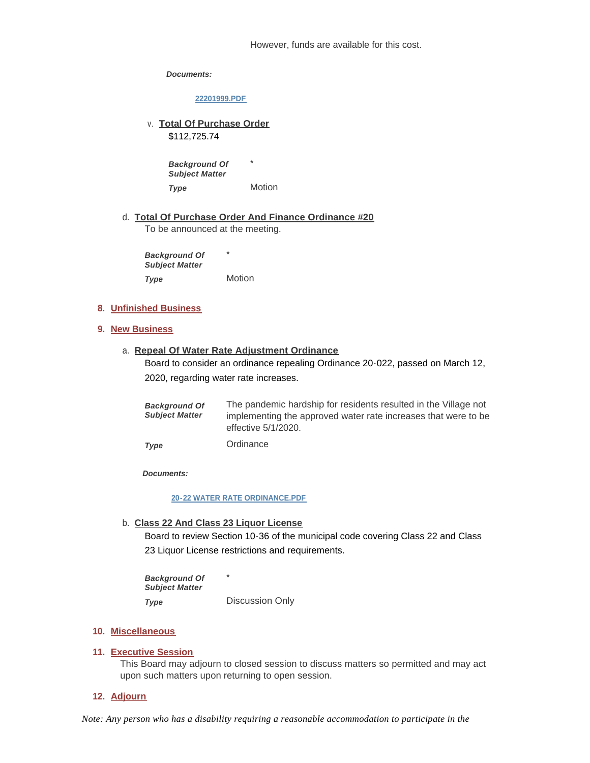However, funds are available for this cost.

***Documents:***

[22201999.PDF]

v. **Total Of Purchase Order**

$112,725.74

| | |
|---|---|
| ***Background Of Subject Matter*** | * |
| ***Type*** | Motion |

d. **Total Of Purchase Order And Finance Ordinance #20**

To be announced at the meeting.

| | |
|---|---|
| ***Background Of Subject Matter*** | * |
| ***Type*** | Motion |

## 8. Unfinished Business

## 9. New Business

a. **Repeal Of Water Rate Adjustment Ordinance**

Board to consider an ordinance repealing Ordinance 20-022, passed on March 12, 2020, regarding water rate increases.

| | |
|---|---|
| ***Background Of Subject Matter*** | The pandemic hardship for residents resulted in the Village not implementing the approved water rate increases that were to be effective 5/1/2020. |
| ***Type*** | Ordinance |

***Documents:***

[20-22 WATER RATE ORDINANCE.PDF]

b. **Class 22 And Class 23 Liquor License**

Board to review Section 10-36 of the municipal code covering Class 22 and Class 23 Liquor License restrictions and requirements.

| | |
|---|---|
| ***Background Of Subject Matter*** | * |
| ***Type*** | Discussion Only |

## 10. Miscellaneous

## 11. Executive Session

This Board may adjourn to closed session to discuss matters so permitted and may act upon such matters upon returning to open session.

## 12. Adjourn

*Note: Any person who has a disability requiring a reasonable accommodation to participate in the*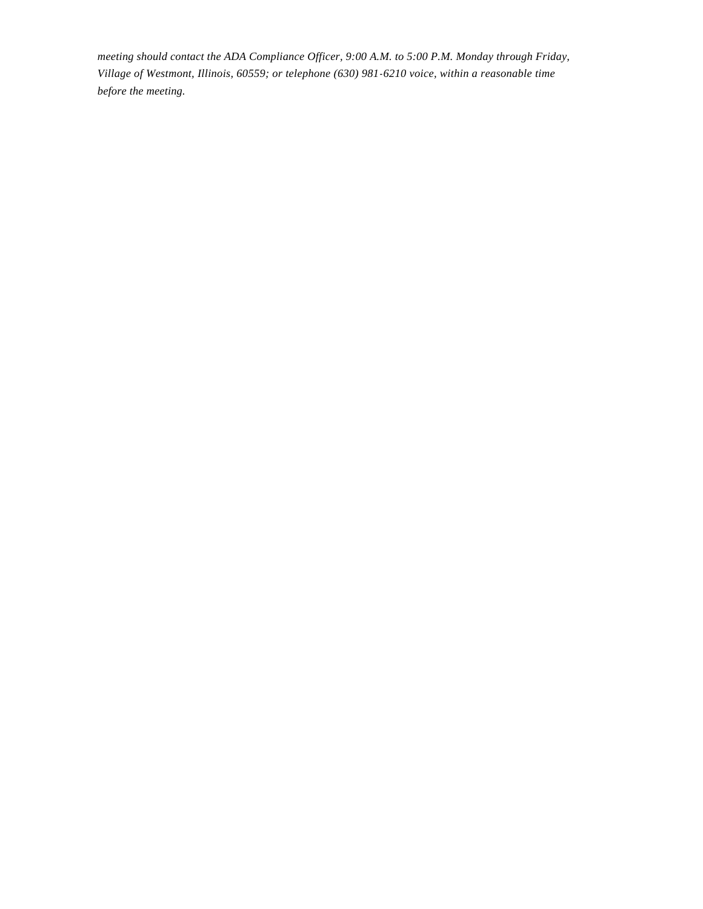*meeting should contact the ADA Compliance Officer, 9:00 A.M. to 5:00 P.M. Monday through Friday, Village of Westmont, Illinois, 60559; or telephone (630) 981-6210 voice, within a reasonable time before the meeting.*